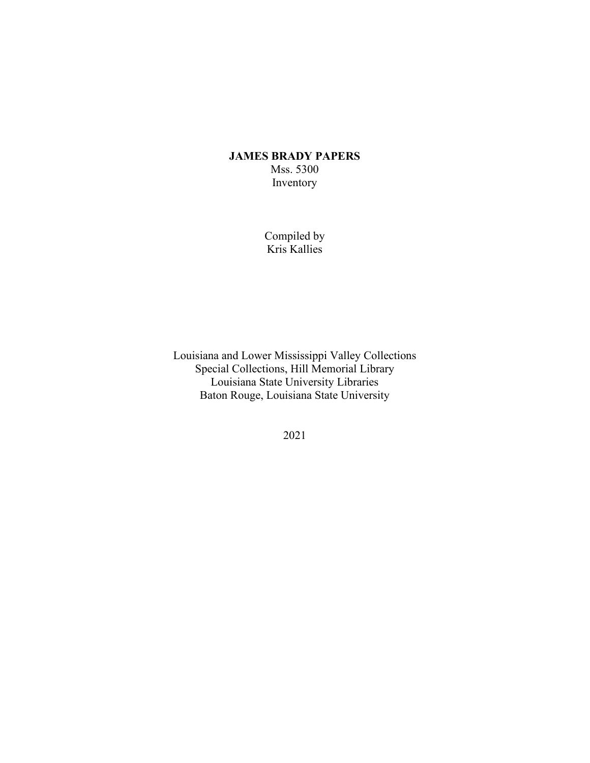# JAMES BRADY PAPERS

Mss. 5300

Inventory

Compiled by

Kris Kallies

Louisiana and Lower Mississippi Valley Collections

Special Collections, Hill Memorial Library

Louisiana State University Libraries

Baton Rouge, Louisiana State University

2021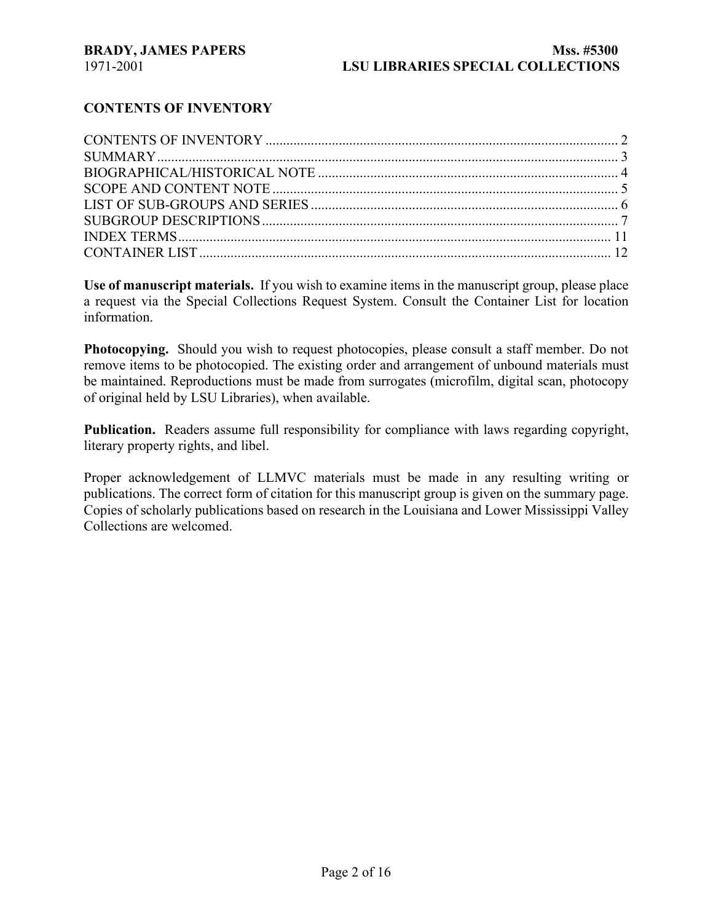## CONTENTS OF INVENTORY

CONTENTS OF INVENTORY ..................................................................................................... 2
SUMMARY .................................................................................................................................. 3
BIOGRAPHICAL/HISTORICAL NOTE ..................................................................................... 4
SCOPE AND CONTENT NOTE .................................................................................................. 5
LIST OF SUB-GROUPS AND SERIES ....................................................................................... 6
SUBGROUP DESCRIPTIONS ..................................................................................................... 7
INDEX TERMS ........................................................................................................................... 11
CONTAINER LIST ..................................................................................................................... 12

**Use of manuscript materials.** If you wish to examine items in the manuscript group, please place a request via the Special Collections Request System. Consult the Container List for location information.

**Photocopying.** Should you wish to request photocopies, please consult a staff member. Do not remove items to be photocopied. The existing order and arrangement of unbound materials must be maintained. Reproductions must be made from surrogates (microfilm, digital scan, photocopy of original held by LSU Libraries), when available.

**Publication.** Readers assume full responsibility for compliance with laws regarding copyright, literary property rights, and libel.

Proper acknowledgement of LLMVC materials must be made in any resulting writing or publications. The correct form of citation for this manuscript group is given on the summary page. Copies of scholarly publications based on research in the Louisiana and Lower Mississippi Valley Collections are welcomed.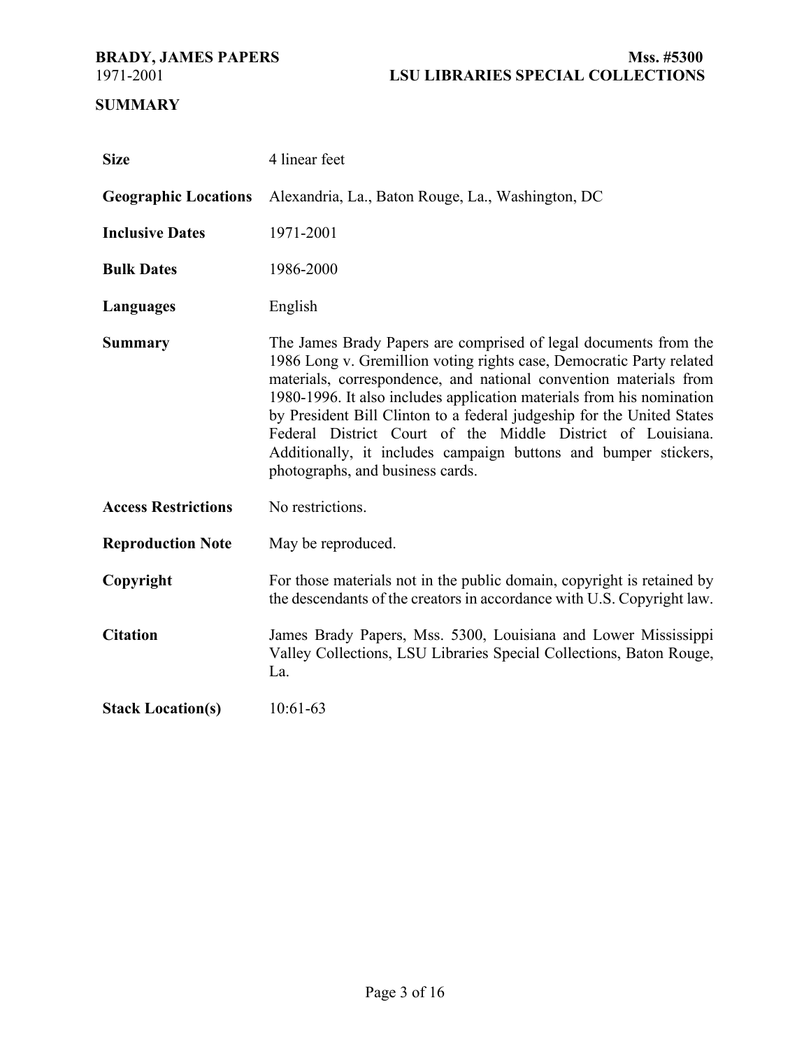## SUMMARY

| | |
|---|---|
| **Size** | 4 linear feet |
| **Geographic Locations** | Alexandria, La., Baton Rouge, La., Washington, DC |
| **Inclusive Dates** | 1971-2001 |
| **Bulk Dates** | 1986-2000 |
| **Languages** | English |
| **Summary** | The James Brady Papers are comprised of legal documents from the 1986 Long v. Gremillion voting rights case, Democratic Party related materials, correspondence, and national convention materials from 1980-1996. It also includes application materials from his nomination by President Bill Clinton to a federal judgeship for the United States Federal District Court of the Middle District of Louisiana. Additionally, it includes campaign buttons and bumper stickers, photographs, and business cards. |
| **Access Restrictions** | No restrictions. |
| **Reproduction Note** | May be reproduced. |
| **Copyright** | For those materials not in the public domain, copyright is retained by the descendants of the creators in accordance with U.S. Copyright law. |
| **Citation** | James Brady Papers, Mss. 5300, Louisiana and Lower Mississippi Valley Collections, LSU Libraries Special Collections, Baton Rouge, La. |
| **Stack Location(s)** | 10:61-63 |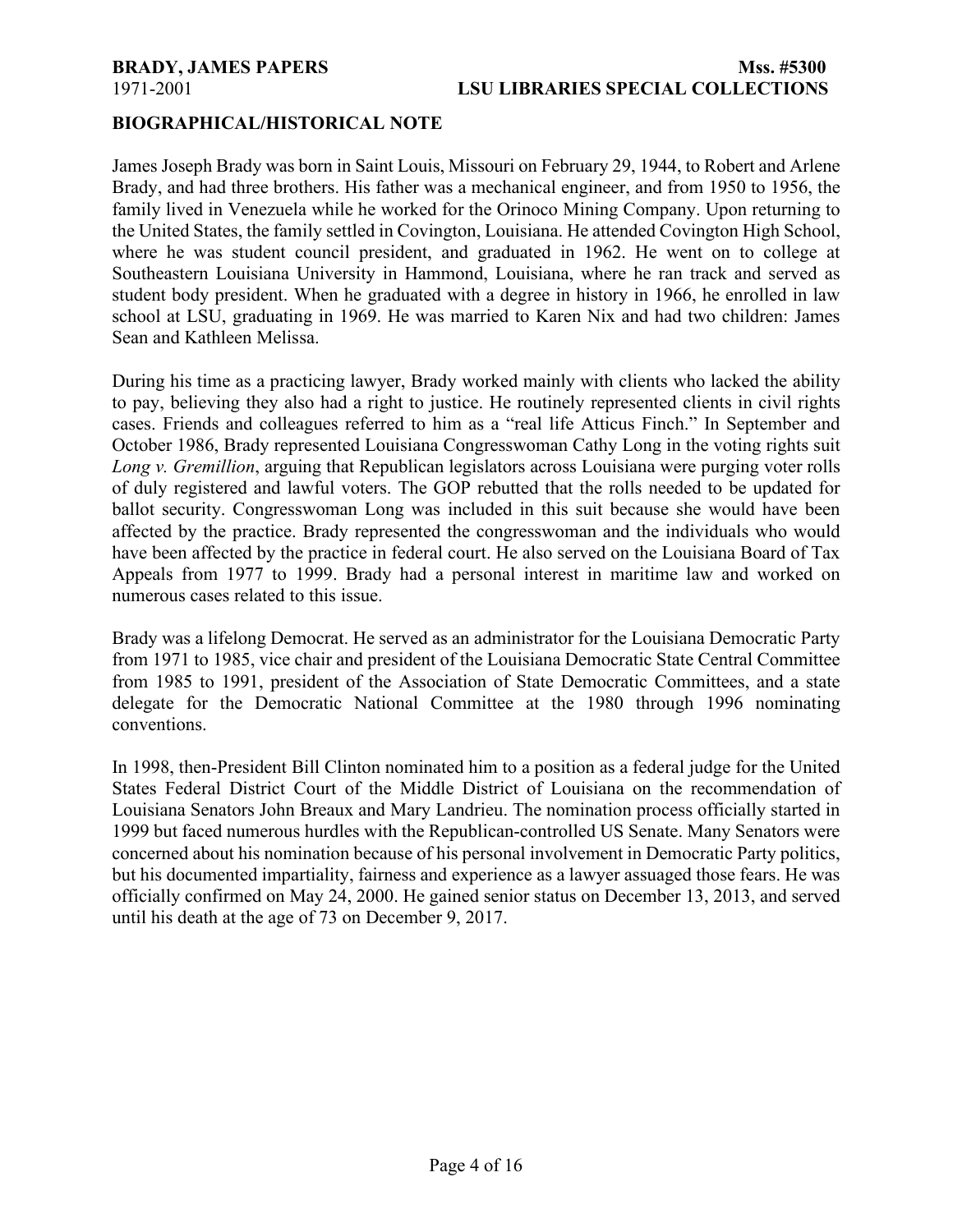## BIOGRAPHICAL/HISTORICAL NOTE

James Joseph Brady was born in Saint Louis, Missouri on February 29, 1944, to Robert and Arlene Brady, and had three brothers. His father was a mechanical engineer, and from 1950 to 1956, the family lived in Venezuela while he worked for the Orinoco Mining Company. Upon returning to the United States, the family settled in Covington, Louisiana. He attended Covington High School, where he was student council president, and graduated in 1962. He went on to college at Southeastern Louisiana University in Hammond, Louisiana, where he ran track and served as student body president. When he graduated with a degree in history in 1966, he enrolled in law school at LSU, graduating in 1969. He was married to Karen Nix and had two children: James Sean and Kathleen Melissa.

During his time as a practicing lawyer, Brady worked mainly with clients who lacked the ability to pay, believing they also had a right to justice. He routinely represented clients in civil rights cases. Friends and colleagues referred to him as a "real life Atticus Finch." In September and October 1986, Brady represented Louisiana Congresswoman Cathy Long in the voting rights suit *Long v. Gremillion*, arguing that Republican legislators across Louisiana were purging voter rolls of duly registered and lawful voters. The GOP rebutted that the rolls needed to be updated for ballot security. Congresswoman Long was included in this suit because she would have been affected by the practice. Brady represented the congresswoman and the individuals who would have been affected by the practice in federal court. He also served on the Louisiana Board of Tax Appeals from 1977 to 1999. Brady had a personal interest in maritime law and worked on numerous cases related to this issue.

Brady was a lifelong Democrat. He served as an administrator for the Louisiana Democratic Party from 1971 to 1985, vice chair and president of the Louisiana Democratic State Central Committee from 1985 to 1991, president of the Association of State Democratic Committees, and a state delegate for the Democratic National Committee at the 1980 through 1996 nominating conventions.

In 1998, then-President Bill Clinton nominated him to a position as a federal judge for the United States Federal District Court of the Middle District of Louisiana on the recommendation of Louisiana Senators John Breaux and Mary Landrieu. The nomination process officially started in 1999 but faced numerous hurdles with the Republican-controlled US Senate. Many Senators were concerned about his nomination because of his personal involvement in Democratic Party politics, but his documented impartiality, fairness and experience as a lawyer assuaged those fears. He was officially confirmed on May 24, 2000. He gained senior status on December 13, 2013, and served until his death at the age of 73 on December 9, 2017.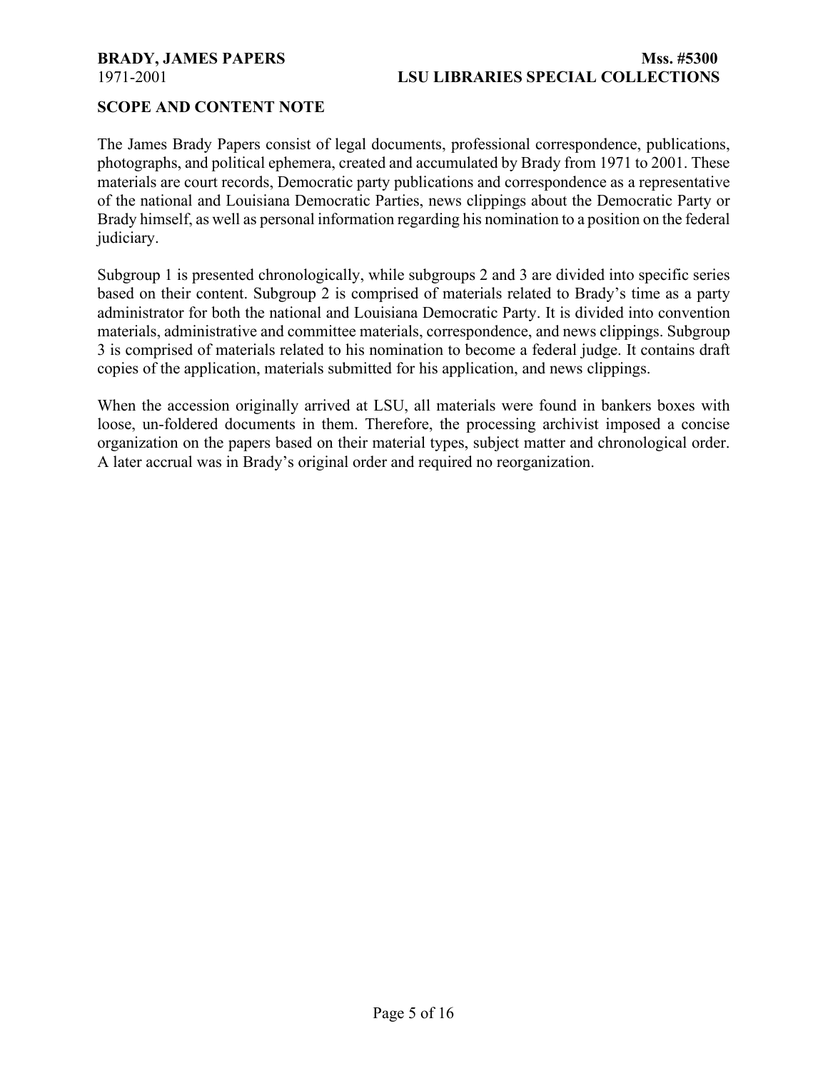## SCOPE AND CONTENT NOTE

The James Brady Papers consist of legal documents, professional correspondence, publications, photographs, and political ephemera, created and accumulated by Brady from 1971 to 2001. These materials are court records, Democratic party publications and correspondence as a representative of the national and Louisiana Democratic Parties, news clippings about the Democratic Party or Brady himself, as well as personal information regarding his nomination to a position on the federal judiciary.

Subgroup 1 is presented chronologically, while subgroups 2 and 3 are divided into specific series based on their content. Subgroup 2 is comprised of materials related to Brady's time as a party administrator for both the national and Louisiana Democratic Party. It is divided into convention materials, administrative and committee materials, correspondence, and news clippings. Subgroup 3 is comprised of materials related to his nomination to become a federal judge. It contains draft copies of the application, materials submitted for his application, and news clippings.

When the accession originally arrived at LSU, all materials were found in bankers boxes with loose, un-foldered documents in them. Therefore, the processing archivist imposed a concise organization on the papers based on their material types, subject matter and chronological order. A later accrual was in Brady's original order and required no reorganization.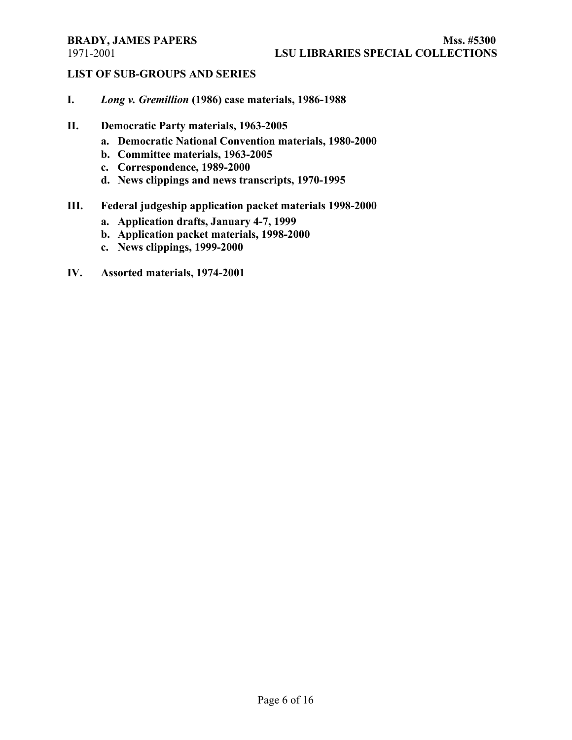## LIST OF SUB-GROUPS AND SERIES

**I.** ***Long v. Gremillion*** **(1986) case materials, 1986-1988**

**II. Democratic Party materials, 1963-2005**

- **a. Democratic National Convention materials, 1980-2000**
- **b. Committee materials, 1963-2005**
- **c. Correspondence, 1989-2000**
- **d. News clippings and news transcripts, 1970-1995**

**III. Federal judgeship application packet materials 1998-2000**

- **a. Application drafts, January 4-7, 1999**
- **b. Application packet materials, 1998-2000**
- **c. News clippings, 1999-2000**

**IV. Assorted materials, 1974-2001**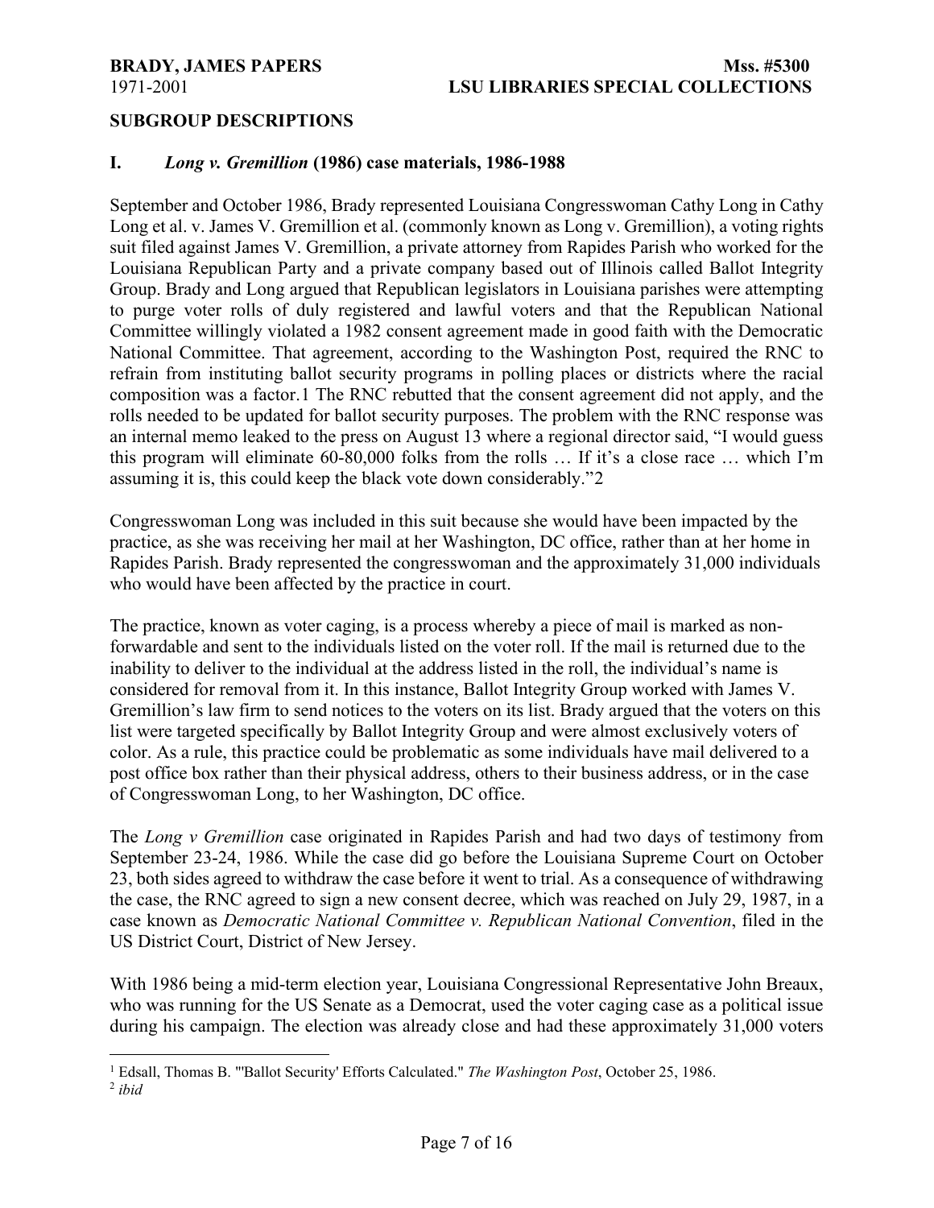## SUBGROUP DESCRIPTIONS

### I. *Long v. Gremillion* (1986) case materials, 1986-1988

September and October 1986, Brady represented Louisiana Congresswoman Cathy Long in Cathy Long et al. v. James V. Gremillion et al. (commonly known as Long v. Gremillion), a voting rights suit filed against James V. Gremillion, a private attorney from Rapides Parish who worked for the Louisiana Republican Party and a private company based out of Illinois called Ballot Integrity Group. Brady and Long argued that Republican legislators in Louisiana parishes were attempting to purge voter rolls of duly registered and lawful voters and that the Republican National Committee willingly violated a 1982 consent agreement made in good faith with the Democratic National Committee. That agreement, according to the Washington Post, required the RNC to refrain from instituting ballot security programs in polling places or districts where the racial composition was a factor.[1] The RNC rebutted that the consent agreement did not apply, and the rolls needed to be updated for ballot security purposes. The problem with the RNC response was an internal memo leaked to the press on August 13 where a regional director said, "I would guess this program will eliminate 60-80,000 folks from the rolls … If it's a close race … which I'm assuming it is, this could keep the black vote down considerably."[2]

Congresswoman Long was included in this suit because she would have been impacted by the practice, as she was receiving her mail at her Washington, DC office, rather than at her home in Rapides Parish. Brady represented the congresswoman and the approximately 31,000 individuals who would have been affected by the practice in court.

The practice, known as voter caging, is a process whereby a piece of mail is marked as non-forwardable and sent to the individuals listed on the voter roll. If the mail is returned due to the inability to deliver to the individual at the address listed in the roll, the individual's name is considered for removal from it. In this instance, Ballot Integrity Group worked with James V. Gremillion's law firm to send notices to the voters on its list. Brady argued that the voters on this list were targeted specifically by Ballot Integrity Group and were almost exclusively voters of color. As a rule, this practice could be problematic as some individuals have mail delivered to a post office box rather than their physical address, others to their business address, or in the case of Congresswoman Long, to her Washington, DC office.

The *Long v Gremillion* case originated in Rapides Parish and had two days of testimony from September 23-24, 1986. While the case did go before the Louisiana Supreme Court on October 23, both sides agreed to withdraw the case before it went to trial. As a consequence of withdrawing the case, the RNC agreed to sign a new consent decree, which was reached on July 29, 1987, in a case known as *Democratic National Committee v. Republican National Convention*, filed in the US District Court, District of New Jersey.

With 1986 being a mid-term election year, Louisiana Congressional Representative John Breaux, who was running for the US Senate as a Democrat, used the voter caging case as a political issue during his campaign. The election was already close and had these approximately 31,000 voters

---

[1] Edsall, Thomas B. "'Ballot Security' Efforts Calculated." *The Washington Post*, October 25, 1986.

[2] *ibid*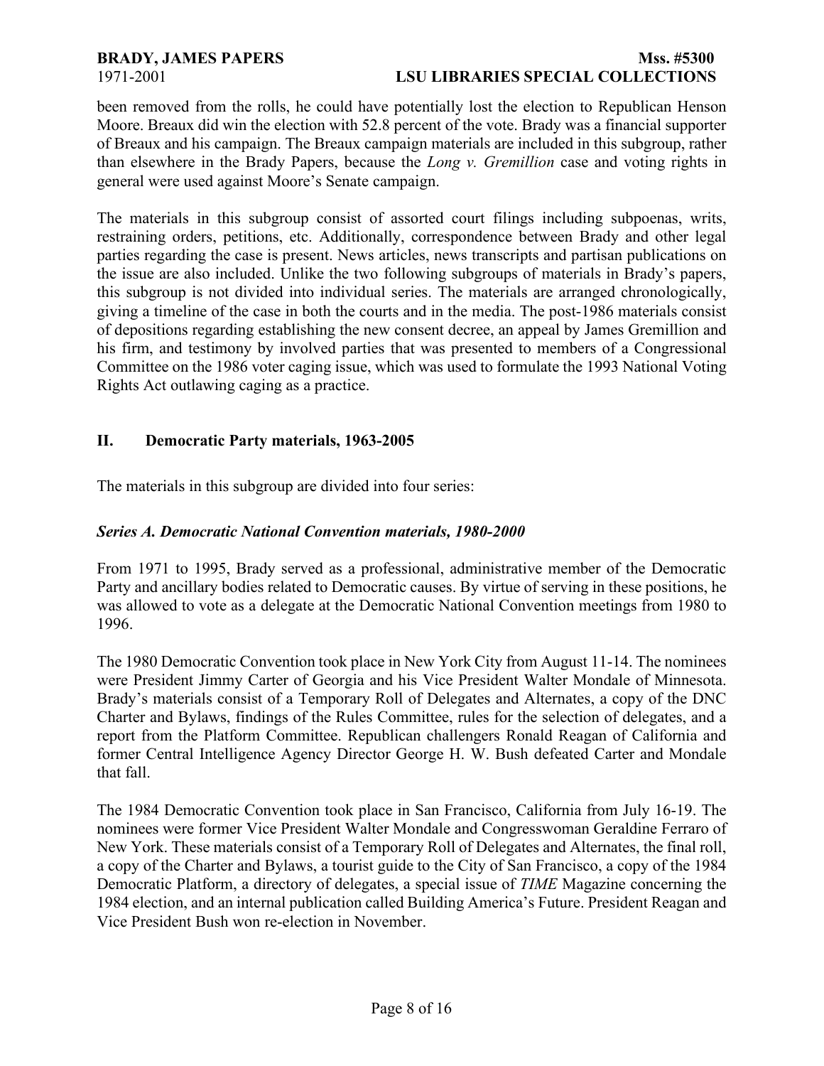been removed from the rolls, he could have potentially lost the election to Republican Henson Moore. Breaux did win the election with 52.8 percent of the vote. Brady was a financial supporter of Breaux and his campaign. The Breaux campaign materials are included in this subgroup, rather than elsewhere in the Brady Papers, because the *Long v. Gremillion* case and voting rights in general were used against Moore's Senate campaign.

The materials in this subgroup consist of assorted court filings including subpoenas, writs, restraining orders, petitions, etc. Additionally, correspondence between Brady and other legal parties regarding the case is present. News articles, news transcripts and partisan publications on the issue are also included. Unlike the two following subgroups of materials in Brady's papers, this subgroup is not divided into individual series. The materials are arranged chronologically, giving a timeline of the case in both the courts and in the media. The post-1986 materials consist of depositions regarding establishing the new consent decree, an appeal by James Gremillion and his firm, and testimony by involved parties that was presented to members of a Congressional Committee on the 1986 voter caging issue, which was used to formulate the 1993 National Voting Rights Act outlawing caging as a practice.

## II. Democratic Party materials, 1963-2005

The materials in this subgroup are divided into four series:

### *Series A. Democratic National Convention materials, 1980-2000*

From 1971 to 1995, Brady served as a professional, administrative member of the Democratic Party and ancillary bodies related to Democratic causes. By virtue of serving in these positions, he was allowed to vote as a delegate at the Democratic National Convention meetings from 1980 to 1996.

The 1980 Democratic Convention took place in New York City from August 11-14. The nominees were President Jimmy Carter of Georgia and his Vice President Walter Mondale of Minnesota. Brady's materials consist of a Temporary Roll of Delegates and Alternates, a copy of the DNC Charter and Bylaws, findings of the Rules Committee, rules for the selection of delegates, and a report from the Platform Committee. Republican challengers Ronald Reagan of California and former Central Intelligence Agency Director George H. W. Bush defeated Carter and Mondale that fall.

The 1984 Democratic Convention took place in San Francisco, California from July 16-19. The nominees were former Vice President Walter Mondale and Congresswoman Geraldine Ferraro of New York. These materials consist of a Temporary Roll of Delegates and Alternates, the final roll, a copy of the Charter and Bylaws, a tourist guide to the City of San Francisco, a copy of the 1984 Democratic Platform, a directory of delegates, a special issue of *TIME* Magazine concerning the 1984 election, and an internal publication called Building America's Future. President Reagan and Vice President Bush won re-election in November.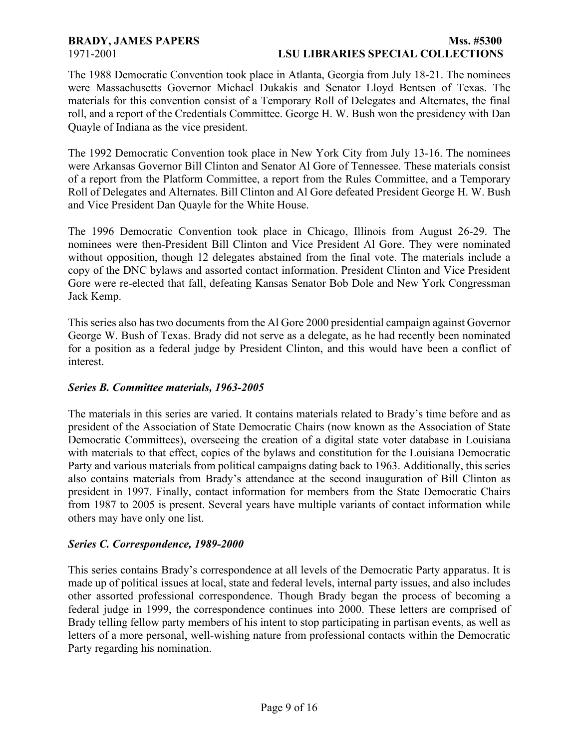The 1988 Democratic Convention took place in Atlanta, Georgia from July 18-21. The nominees were Massachusetts Governor Michael Dukakis and Senator Lloyd Bentsen of Texas. The materials for this convention consist of a Temporary Roll of Delegates and Alternates, the final roll, and a report of the Credentials Committee. George H. W. Bush won the presidency with Dan Quayle of Indiana as the vice president.

The 1992 Democratic Convention took place in New York City from July 13-16. The nominees were Arkansas Governor Bill Clinton and Senator Al Gore of Tennessee. These materials consist of a report from the Platform Committee, a report from the Rules Committee, and a Temporary Roll of Delegates and Alternates. Bill Clinton and Al Gore defeated President George H. W. Bush and Vice President Dan Quayle for the White House.

The 1996 Democratic Convention took place in Chicago, Illinois from August 26-29. The nominees were then-President Bill Clinton and Vice President Al Gore. They were nominated without opposition, though 12 delegates abstained from the final vote. The materials include a copy of the DNC bylaws and assorted contact information. President Clinton and Vice President Gore were re-elected that fall, defeating Kansas Senator Bob Dole and New York Congressman Jack Kemp.

This series also has two documents from the Al Gore 2000 presidential campaign against Governor George W. Bush of Texas. Brady did not serve as a delegate, as he had recently been nominated for a position as a federal judge by President Clinton, and this would have been a conflict of interest.

### *Series B. Committee materials, 1963-2005*

The materials in this series are varied. It contains materials related to Brady's time before and as president of the Association of State Democratic Chairs (now known as the Association of State Democratic Committees), overseeing the creation of a digital state voter database in Louisiana with materials to that effect, copies of the bylaws and constitution for the Louisiana Democratic Party and various materials from political campaigns dating back to 1963. Additionally, this series also contains materials from Brady's attendance at the second inauguration of Bill Clinton as president in 1997. Finally, contact information for members from the State Democratic Chairs from 1987 to 2005 is present. Several years have multiple variants of contact information while others may have only one list.

### *Series C. Correspondence, 1989-2000*

This series contains Brady's correspondence at all levels of the Democratic Party apparatus. It is made up of political issues at local, state and federal levels, internal party issues, and also includes other assorted professional correspondence. Though Brady began the process of becoming a federal judge in 1999, the correspondence continues into 2000. These letters are comprised of Brady telling fellow party members of his intent to stop participating in partisan events, as well as letters of a more personal, well-wishing nature from professional contacts within the Democratic Party regarding his nomination.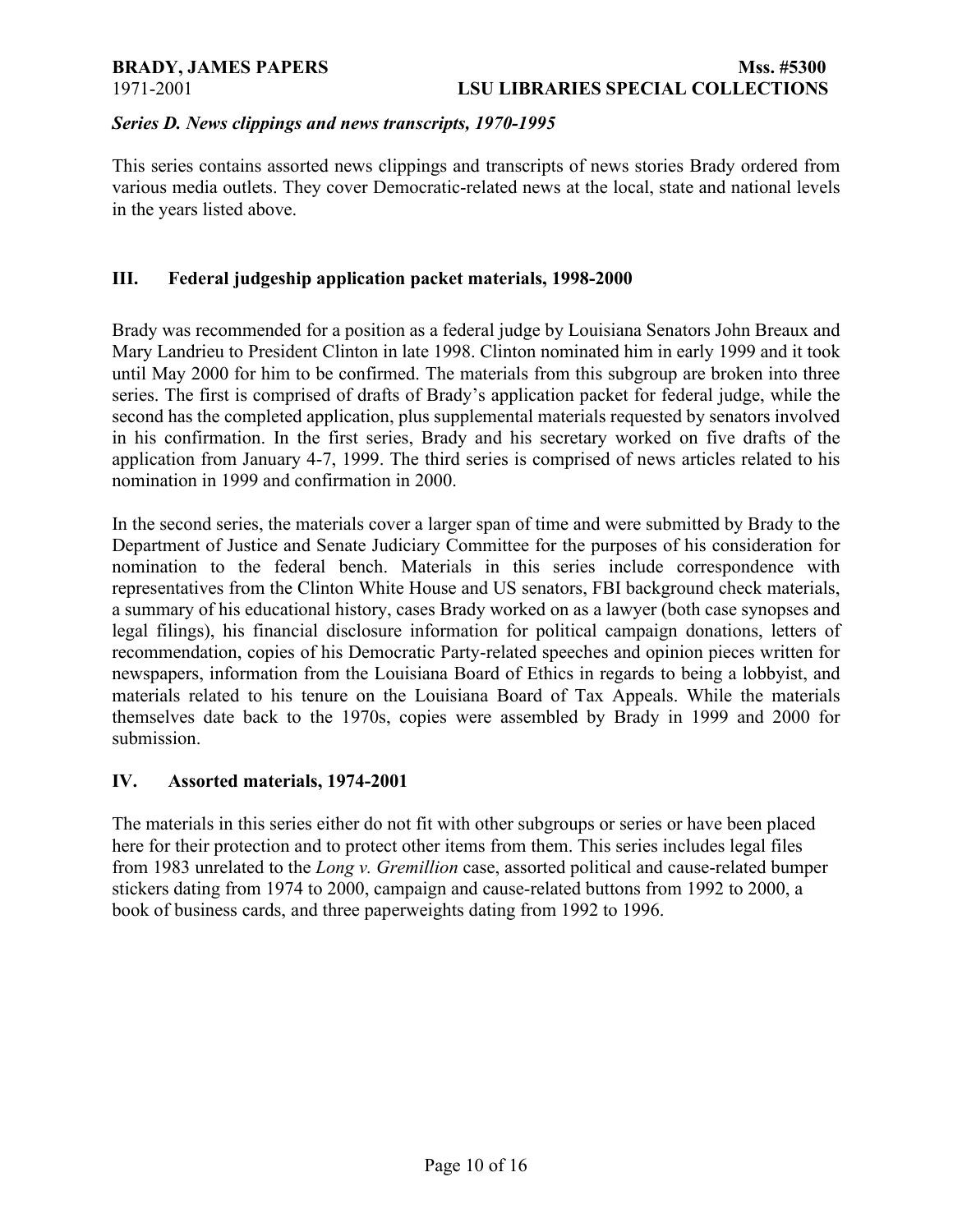*Series D. News clippings and news transcripts, 1970-1995*

This series contains assorted news clippings and transcripts of news stories Brady ordered from various media outlets. They cover Democratic-related news at the local, state and national levels in the years listed above.

## III. Federal judgeship application packet materials, 1998-2000

Brady was recommended for a position as a federal judge by Louisiana Senators John Breaux and Mary Landrieu to President Clinton in late 1998. Clinton nominated him in early 1999 and it took until May 2000 for him to be confirmed. The materials from this subgroup are broken into three series. The first is comprised of drafts of Brady's application packet for federal judge, while the second has the completed application, plus supplemental materials requested by senators involved in his confirmation. In the first series, Brady and his secretary worked on five drafts of the application from January 4-7, 1999. The third series is comprised of news articles related to his nomination in 1999 and confirmation in 2000.

In the second series, the materials cover a larger span of time and were submitted by Brady to the Department of Justice and Senate Judiciary Committee for the purposes of his consideration for nomination to the federal bench. Materials in this series include correspondence with representatives from the Clinton White House and US senators, FBI background check materials, a summary of his educational history, cases Brady worked on as a lawyer (both case synopses and legal filings), his financial disclosure information for political campaign donations, letters of recommendation, copies of his Democratic Party-related speeches and opinion pieces written for newspapers, information from the Louisiana Board of Ethics in regards to being a lobbyist, and materials related to his tenure on the Louisiana Board of Tax Appeals. While the materials themselves date back to the 1970s, copies were assembled by Brady in 1999 and 2000 for submission.

## IV. Assorted materials, 1974-2001

The materials in this series either do not fit with other subgroups or series or have been placed here for their protection and to protect other items from them. This series includes legal files from 1983 unrelated to the *Long v. Gremillion* case, assorted political and cause-related bumper stickers dating from 1974 to 2000, campaign and cause-related buttons from 1992 to 2000, a book of business cards, and three paperweights dating from 1992 to 1996.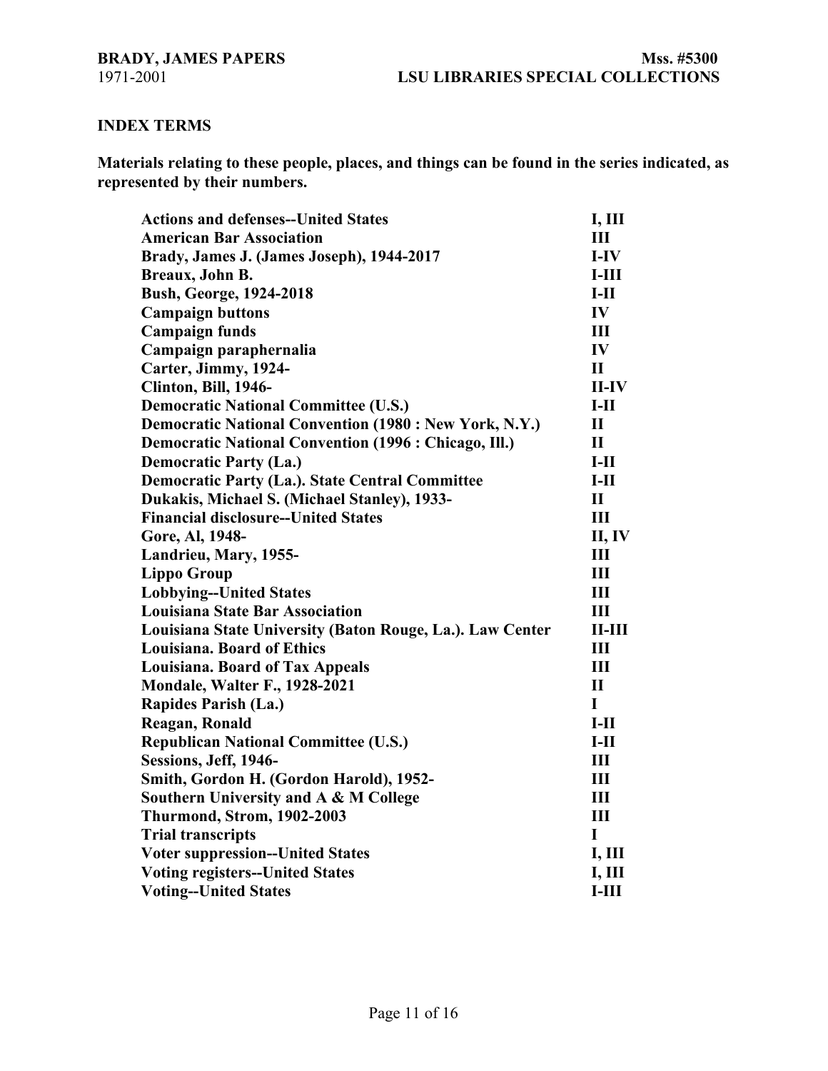## INDEX TERMS

**Materials relating to these people, places, and things can be found in the series indicated, as represented by their numbers.**

| | |
|---|---|
| **Actions and defenses--United States** | **I, III** |
| **American Bar Association** | **III** |
| **Brady, James J. (James Joseph), 1944-2017** | **I-IV** |
| **Breaux, John B.** | **I-III** |
| **Bush, George, 1924-2018** | **I-II** |
| **Campaign buttons** | **IV** |
| **Campaign funds** | **III** |
| **Campaign paraphernalia** | **IV** |
| **Carter, Jimmy, 1924-** | **II** |
| **Clinton, Bill, 1946-** | **II-IV** |
| **Democratic National Committee (U.S.)** | **I-II** |
| **Democratic National Convention (1980 : New York, N.Y.)** | **II** |
| **Democratic National Convention (1996 : Chicago, Ill.)** | **II** |
| **Democratic Party (La.)** | **I-II** |
| **Democratic Party (La.). State Central Committee** | **I-II** |
| **Dukakis, Michael S. (Michael Stanley), 1933-** | **II** |
| **Financial disclosure--United States** | **III** |
| **Gore, Al, 1948-** | **II, IV** |
| **Landrieu, Mary, 1955-** | **III** |
| **Lippo Group** | **III** |
| **Lobbying--United States** | **III** |
| **Louisiana State Bar Association** | **III** |
| **Louisiana State University (Baton Rouge, La.). Law Center** | **II-III** |
| **Louisiana. Board of Ethics** | **III** |
| **Louisiana. Board of Tax Appeals** | **III** |
| **Mondale, Walter F., 1928-2021** | **II** |
| **Rapides Parish (La.)** | **I** |
| **Reagan, Ronald** | **I-II** |
| **Republican National Committee (U.S.)** | **I-II** |
| **Sessions, Jeff, 1946-** | **III** |
| **Smith, Gordon H. (Gordon Harold), 1952-** | **III** |
| **Southern University and A & M College** | **III** |
| **Thurmond, Strom, 1902-2003** | **III** |
| **Trial transcripts** | **I** |
| **Voter suppression--United States** | **I, III** |
| **Voting registers--United States** | **I, III** |
| **Voting--United States** | **I-III** |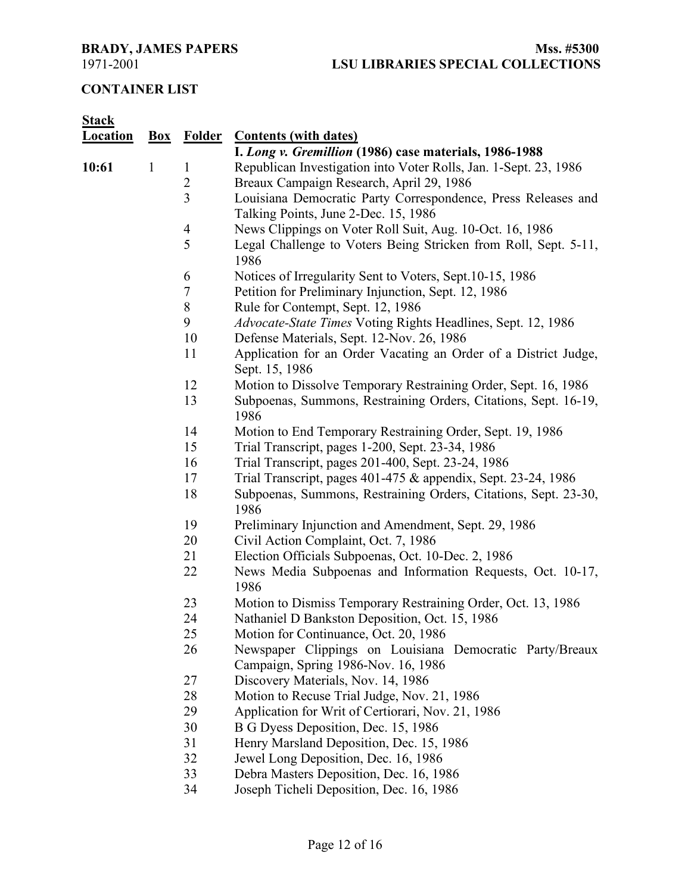**BRADY, JAMES PAPERS** **Mss. #5300**
1971-2001 **LSU LIBRARIES SPECIAL COLLECTIONS**

**CONTAINER LIST**

| Stack Location | Box | Folder | Contents (with dates) |
|---|---|---|---|
| | | | **I. *Long v. Gremillion* (1986) case materials, 1986-1988** |
| **10:61** | 1 | 1 | Republican Investigation into Voter Rolls, Jan. 1-Sept. 23, 1986 |
| | | 2 | Breaux Campaign Research, April 29, 1986 |
| | | 3 | Louisiana Democratic Party Correspondence, Press Releases and Talking Points, June 2-Dec. 15, 1986 |
| | | 4 | News Clippings on Voter Roll Suit, Aug. 10-Oct. 16, 1986 |
| | | 5 | Legal Challenge to Voters Being Stricken from Roll, Sept. 5-11, 1986 |
| | | 6 | Notices of Irregularity Sent to Voters, Sept.10-15, 1986 |
| | | 7 | Petition for Preliminary Injunction, Sept. 12, 1986 |
| | | 8 | Rule for Contempt, Sept. 12, 1986 |
| | | 9 | *Advocate-State Times* Voting Rights Headlines, Sept. 12, 1986 |
| | | 10 | Defense Materials, Sept. 12-Nov. 26, 1986 |
| | | 11 | Application for an Order Vacating an Order of a District Judge, Sept. 15, 1986 |
| | | 12 | Motion to Dissolve Temporary Restraining Order, Sept. 16, 1986 |
| | | 13 | Subpoenas, Summons, Restraining Orders, Citations, Sept. 16-19, 1986 |
| | | 14 | Motion to End Temporary Restraining Order, Sept. 19, 1986 |
| | | 15 | Trial Transcript, pages 1-200, Sept. 23-34, 1986 |
| | | 16 | Trial Transcript, pages 201-400, Sept. 23-24, 1986 |
| | | 17 | Trial Transcript, pages 401-475 & appendix, Sept. 23-24, 1986 |
| | | 18 | Subpoenas, Summons, Restraining Orders, Citations, Sept. 23-30, 1986 |
| | | 19 | Preliminary Injunction and Amendment, Sept. 29, 1986 |
| | | 20 | Civil Action Complaint, Oct. 7, 1986 |
| | | 21 | Election Officials Subpoenas, Oct. 10-Dec. 2, 1986 |
| | | 22 | News Media Subpoenas and Information Requests, Oct. 10-17, 1986 |
| | | 23 | Motion to Dismiss Temporary Restraining Order, Oct. 13, 1986 |
| | | 24 | Nathaniel D Bankston Deposition, Oct. 15, 1986 |
| | | 25 | Motion for Continuance, Oct. 20, 1986 |
| | | 26 | Newspaper Clippings on Louisiana Democratic Party/Breaux Campaign, Spring 1986-Nov. 16, 1986 |
| | | 27 | Discovery Materials, Nov. 14, 1986 |
| | | 28 | Motion to Recuse Trial Judge, Nov. 21, 1986 |
| | | 29 | Application for Writ of Certiorari, Nov. 21, 1986 |
| | | 30 | B G Dyess Deposition, Dec. 15, 1986 |
| | | 31 | Henry Marsland Deposition, Dec. 15, 1986 |
| | | 32 | Jewel Long Deposition, Dec. 16, 1986 |
| | | 33 | Debra Masters Deposition, Dec. 16, 1986 |
| | | 34 | Joseph Ticheli Deposition, Dec. 16, 1986 |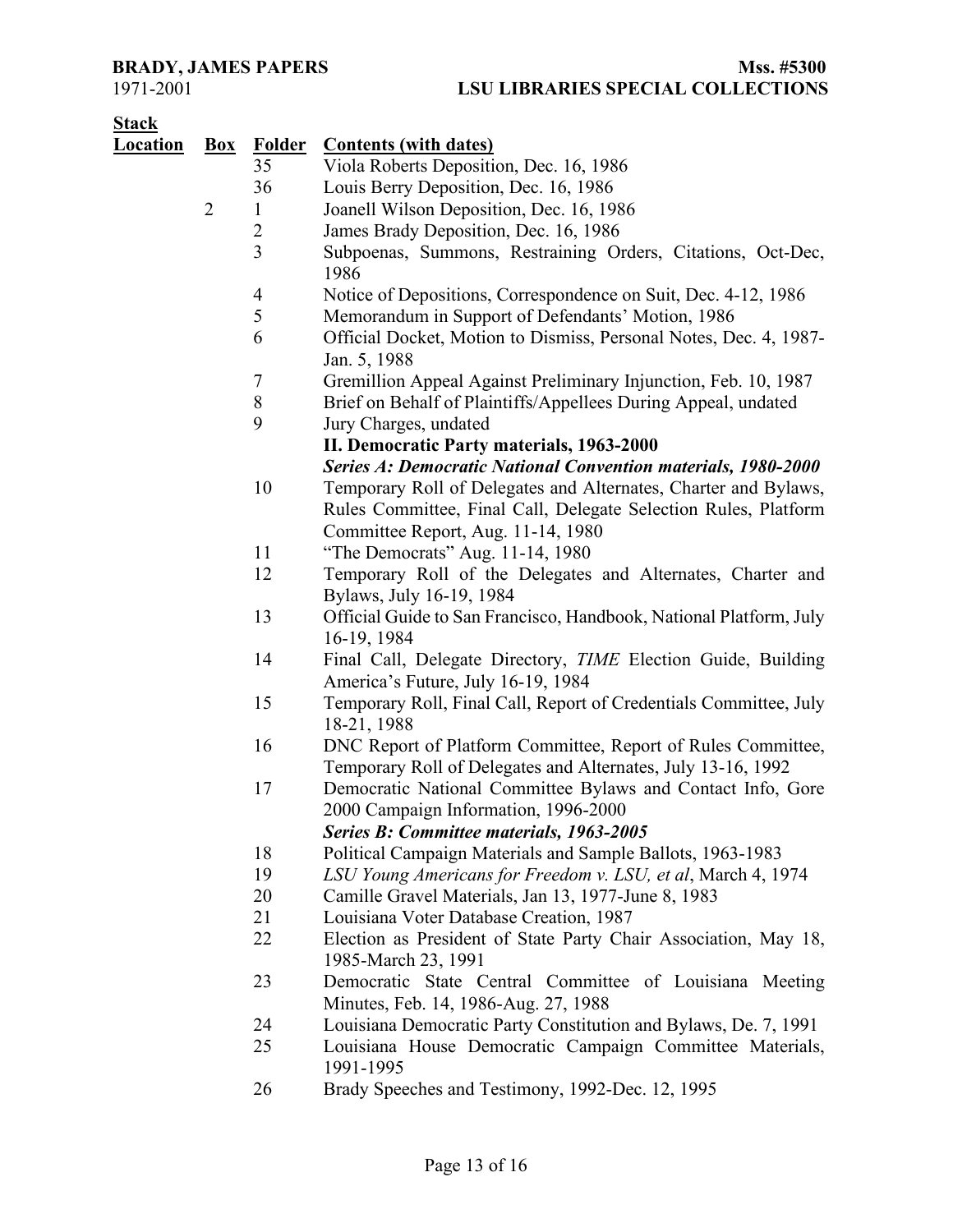| Stack Location | Box | Folder | Contents (with dates) |
|---|---|---|---|
| | | 35 | Viola Roberts Deposition, Dec. 16, 1986 |
| | | 36 | Louis Berry Deposition, Dec. 16, 1986 |
| | 2 | 1 | Joanell Wilson Deposition, Dec. 16, 1986 |
| | | 2 | James Brady Deposition, Dec. 16, 1986 |
| | | 3 | Subpoenas, Summons, Restraining Orders, Citations, Oct-Dec, 1986 |
| | | 4 | Notice of Depositions, Correspondence on Suit, Dec. 4-12, 1986 |
| | | 5 | Memorandum in Support of Defendants' Motion, 1986 |
| | | 6 | Official Docket, Motion to Dismiss, Personal Notes, Dec. 4, 1987-Jan. 5, 1988 |
| | | 7 | Gremillion Appeal Against Preliminary Injunction, Feb. 10, 1987 |
| | | 8 | Brief on Behalf of Plaintiffs/Appellees During Appeal, undated |
| | | 9 | Jury Charges, undated |
| | | | **II. Democratic Party materials, 1963-2000** |
| | | | ***Series A: Democratic National Convention materials, 1980-2000*** |
| | | 10 | Temporary Roll of Delegates and Alternates, Charter and Bylaws, Rules Committee, Final Call, Delegate Selection Rules, Platform Committee Report, Aug. 11-14, 1980 |
| | | 11 | "The Democrats" Aug. 11-14, 1980 |
| | | 12 | Temporary Roll of the Delegates and Alternates, Charter and Bylaws, July 16-19, 1984 |
| | | 13 | Official Guide to San Francisco, Handbook, National Platform, July 16-19, 1984 |
| | | 14 | Final Call, Delegate Directory, *TIME* Election Guide, Building America's Future, July 16-19, 1984 |
| | | 15 | Temporary Roll, Final Call, Report of Credentials Committee, July 18-21, 1988 |
| | | 16 | DNC Report of Platform Committee, Report of Rules Committee, Temporary Roll of Delegates and Alternates, July 13-16, 1992 |
| | | 17 | Democratic National Committee Bylaws and Contact Info, Gore 2000 Campaign Information, 1996-2000 |
| | | | ***Series B: Committee materials, 1963-2005*** |
| | | 18 | Political Campaign Materials and Sample Ballots, 1963-1983 |
| | | 19 | *LSU Young Americans for Freedom v. LSU, et al*, March 4, 1974 |
| | | 20 | Camille Gravel Materials, Jan 13, 1977-June 8, 1983 |
| | | 21 | Louisiana Voter Database Creation, 1987 |
| | | 22 | Election as President of State Party Chair Association, May 18, 1985-March 23, 1991 |
| | | 23 | Democratic State Central Committee of Louisiana Meeting Minutes, Feb. 14, 1986-Aug. 27, 1988 |
| | | 24 | Louisiana Democratic Party Constitution and Bylaws, De. 7, 1991 |
| | | 25 | Louisiana House Democratic Campaign Committee Materials, 1991-1995 |
| | | 26 | Brady Speeches and Testimony, 1992-Dec. 12, 1995 |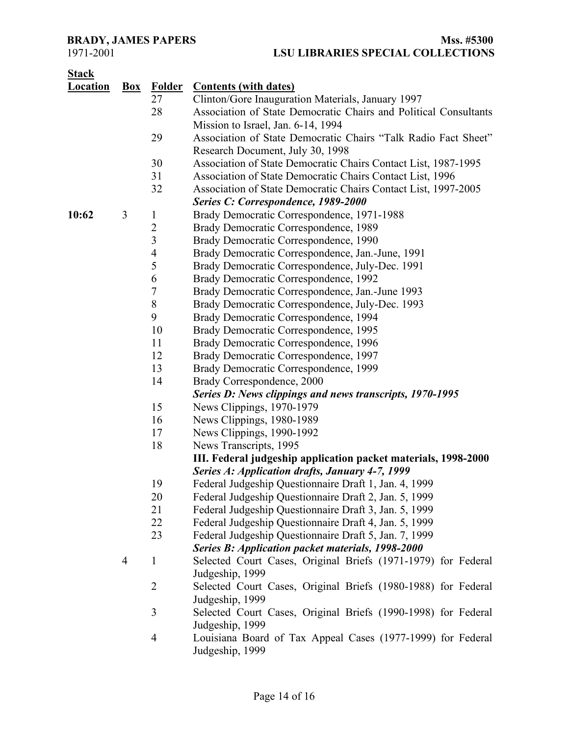| Stack Location | Box | Folder | Contents (with dates) |
|---|---|---|---|
| | | 27 | Clinton/Gore Inauguration Materials, January 1997 |
| | | 28 | Association of State Democratic Chairs and Political Consultants Mission to Israel, Jan. 6-14, 1994 |
| | | 29 | Association of State Democratic Chairs "Talk Radio Fact Sheet" Research Document, July 30, 1998 |
| | | 30 | Association of State Democratic Chairs Contact List, 1987-1995 |
| | | 31 | Association of State Democratic Chairs Contact List, 1996 |
| | | 32 | Association of State Democratic Chairs Contact List, 1997-2005 |
| | | | ***Series C: Correspondence, 1989-2000*** |
| **10:62** | 3 | 1 | Brady Democratic Correspondence, 1971-1988 |
| | | 2 | Brady Democratic Correspondence, 1989 |
| | | 3 | Brady Democratic Correspondence, 1990 |
| | | 4 | Brady Democratic Correspondence, Jan.-June, 1991 |
| | | 5 | Brady Democratic Correspondence, July-Dec. 1991 |
| | | 6 | Brady Democratic Correspondence, 1992 |
| | | 7 | Brady Democratic Correspondence, Jan.-June 1993 |
| | | 8 | Brady Democratic Correspondence, July-Dec. 1993 |
| | | 9 | Brady Democratic Correspondence, 1994 |
| | | 10 | Brady Democratic Correspondence, 1995 |
| | | 11 | Brady Democratic Correspondence, 1996 |
| | | 12 | Brady Democratic Correspondence, 1997 |
| | | 13 | Brady Democratic Correspondence, 1999 |
| | | 14 | Brady Correspondence, 2000 |
| | | | ***Series D: News clippings and news transcripts, 1970-1995*** |
| | | 15 | News Clippings, 1970-1979 |
| | | 16 | News Clippings, 1980-1989 |
| | | 17 | News Clippings, 1990-1992 |
| | | 18 | News Transcripts, 1995 |
| | | | **III. Federal judgeship application packet materials, 1998-2000** |
| | | | ***Series A: Application drafts, January 4-7, 1999*** |
| | | 19 | Federal Judgeship Questionnaire Draft 1, Jan. 4, 1999 |
| | | 20 | Federal Judgeship Questionnaire Draft 2, Jan. 5, 1999 |
| | | 21 | Federal Judgeship Questionnaire Draft 3, Jan. 5, 1999 |
| | | 22 | Federal Judgeship Questionnaire Draft 4, Jan. 5, 1999 |
| | | 23 | Federal Judgeship Questionnaire Draft 5, Jan. 7, 1999 |
| | | | ***Series B: Application packet materials, 1998-2000*** |
| | 4 | 1 | Selected Court Cases, Original Briefs (1971-1979) for Federal Judgeship, 1999 |
| | | 2 | Selected Court Cases, Original Briefs (1980-1988) for Federal Judgeship, 1999 |
| | | 3 | Selected Court Cases, Original Briefs (1990-1998) for Federal Judgeship, 1999 |
| | | 4 | Louisiana Board of Tax Appeal Cases (1977-1999) for Federal Judgeship, 1999 |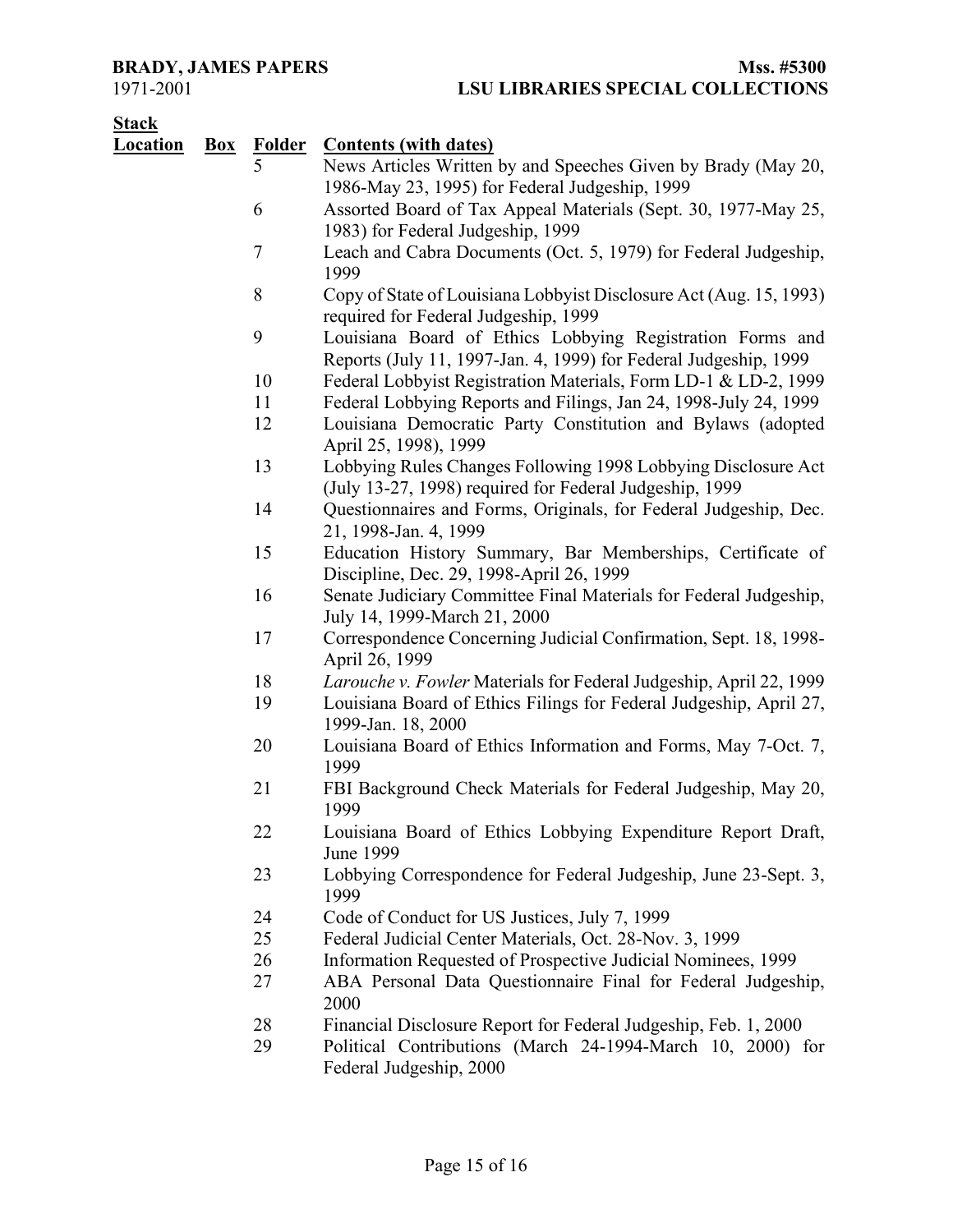| Stack Location | Box | Folder | Contents (with dates) |
|---|---|---|---|
| | | 5 | News Articles Written by and Speeches Given by Brady (May 20, 1986-May 23, 1995) for Federal Judgeship, 1999 |
| | | 6 | Assorted Board of Tax Appeal Materials (Sept. 30, 1977-May 25, 1983) for Federal Judgeship, 1999 |
| | | 7 | Leach and Cabra Documents (Oct. 5, 1979) for Federal Judgeship, 1999 |
| | | 8 | Copy of State of Louisiana Lobbyist Disclosure Act (Aug. 15, 1993) required for Federal Judgeship, 1999 |
| | | 9 | Louisiana Board of Ethics Lobbying Registration Forms and Reports (July 11, 1997-Jan. 4, 1999) for Federal Judgeship, 1999 |
| | | 10 | Federal Lobbyist Registration Materials, Form LD-1 & LD-2, 1999 |
| | | 11 | Federal Lobbying Reports and Filings, Jan 24, 1998-July 24, 1999 |
| | | 12 | Louisiana Democratic Party Constitution and Bylaws (adopted April 25, 1998), 1999 |
| | | 13 | Lobbying Rules Changes Following 1998 Lobbying Disclosure Act (July 13-27, 1998) required for Federal Judgeship, 1999 |
| | | 14 | Questionnaires and Forms, Originals, for Federal Judgeship, Dec. 21, 1998-Jan. 4, 1999 |
| | | 15 | Education History Summary, Bar Memberships, Certificate of Discipline, Dec. 29, 1998-April 26, 1999 |
| | | 16 | Senate Judiciary Committee Final Materials for Federal Judgeship, July 14, 1999-March 21, 2000 |
| | | 17 | Correspondence Concerning Judicial Confirmation, Sept. 18, 1998-April 26, 1999 |
| | | 18 | *Larouche v. Fowler* Materials for Federal Judgeship, April 22, 1999 |
| | | 19 | Louisiana Board of Ethics Filings for Federal Judgeship, April 27, 1999-Jan. 18, 2000 |
| | | 20 | Louisiana Board of Ethics Information and Forms, May 7-Oct. 7, 1999 |
| | | 21 | FBI Background Check Materials for Federal Judgeship, May 20, 1999 |
| | | 22 | Louisiana Board of Ethics Lobbying Expenditure Report Draft, June 1999 |
| | | 23 | Lobbying Correspondence for Federal Judgeship, June 23-Sept. 3, 1999 |
| | | 24 | Code of Conduct for US Justices, July 7, 1999 |
| | | 25 | Federal Judicial Center Materials, Oct. 28-Nov. 3, 1999 |
| | | 26 | Information Requested of Prospective Judicial Nominees, 1999 |
| | | 27 | ABA Personal Data Questionnaire Final for Federal Judgeship, 2000 |
| | | 28 | Financial Disclosure Report for Federal Judgeship, Feb. 1, 2000 |
| | | 29 | Political Contributions (March 24-1994-March 10, 2000) for Federal Judgeship, 2000 |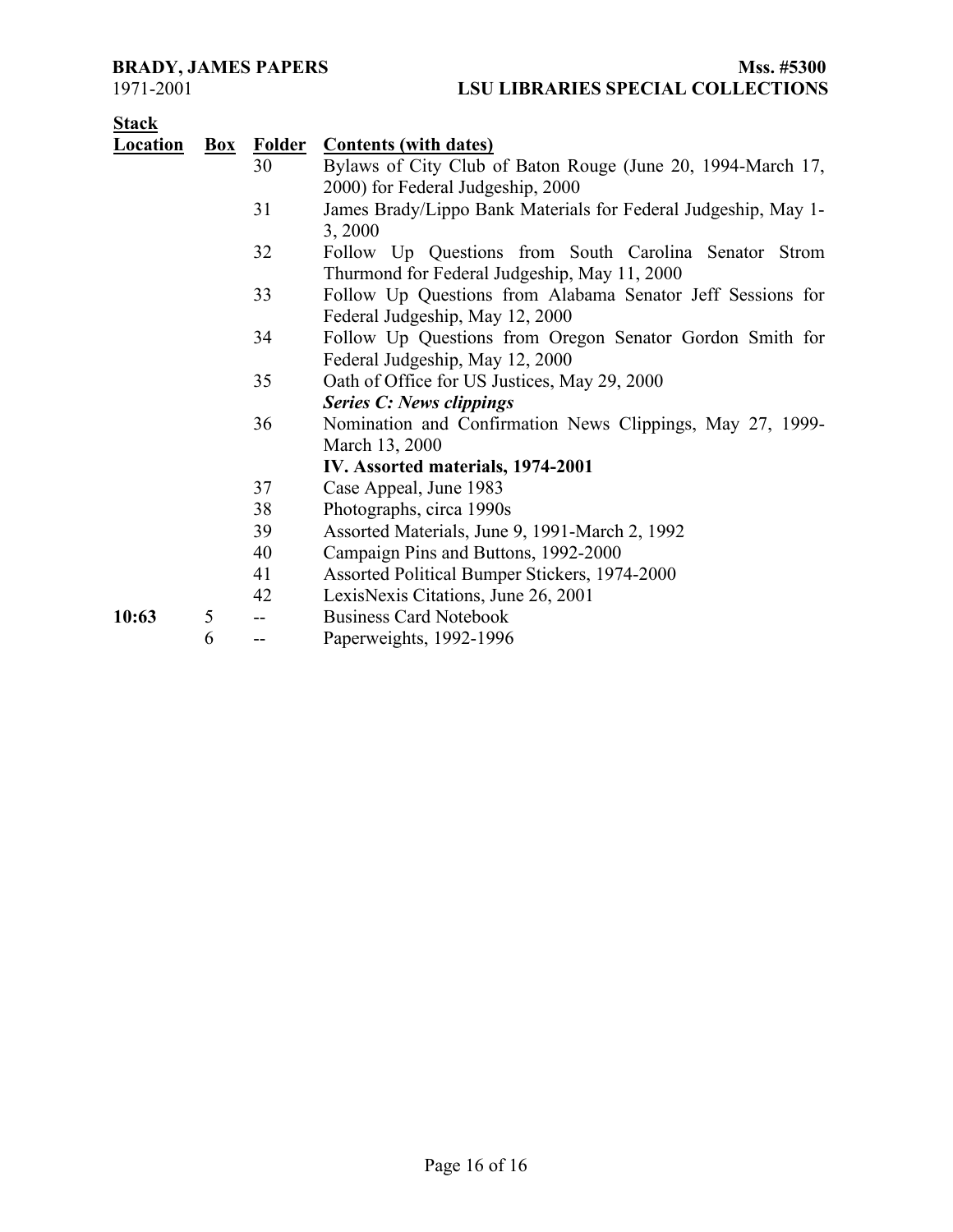| Stack Location | Box | Folder | Contents (with dates) |
| --- | --- | --- | --- |
| | | 30 | Bylaws of City Club of Baton Rouge (June 20, 1994-March 17, 2000) for Federal Judgeship, 2000 |
| | | 31 | James Brady/Lippo Bank Materials for Federal Judgeship, May 1-3, 2000 |
| | | 32 | Follow Up Questions from South Carolina Senator Strom Thurmond for Federal Judgeship, May 11, 2000 |
| | | 33 | Follow Up Questions from Alabama Senator Jeff Sessions for Federal Judgeship, May 12, 2000 |
| | | 34 | Follow Up Questions from Oregon Senator Gordon Smith for Federal Judgeship, May 12, 2000 |
| | | 35 | Oath of Office for US Justices, May 29, 2000 |
| | | | ***Series C: News clippings*** |
| | | 36 | Nomination and Confirmation News Clippings, May 27, 1999-March 13, 2000 |
| | | | **IV. Assorted materials, 1974-2001** |
| | | 37 | Case Appeal, June 1983 |
| | | 38 | Photographs, circa 1990s |
| | | 39 | Assorted Materials, June 9, 1991-March 2, 1992 |
| | | 40 | Campaign Pins and Buttons, 1992-2000 |
| | | 41 | Assorted Political Bumper Stickers, 1974-2000 |
| | | 42 | LexisNexis Citations, June 26, 2001 |
| **10:63** | 5 | -- | Business Card Notebook |
| | 6 | -- | Paperweights, 1992-1996 |